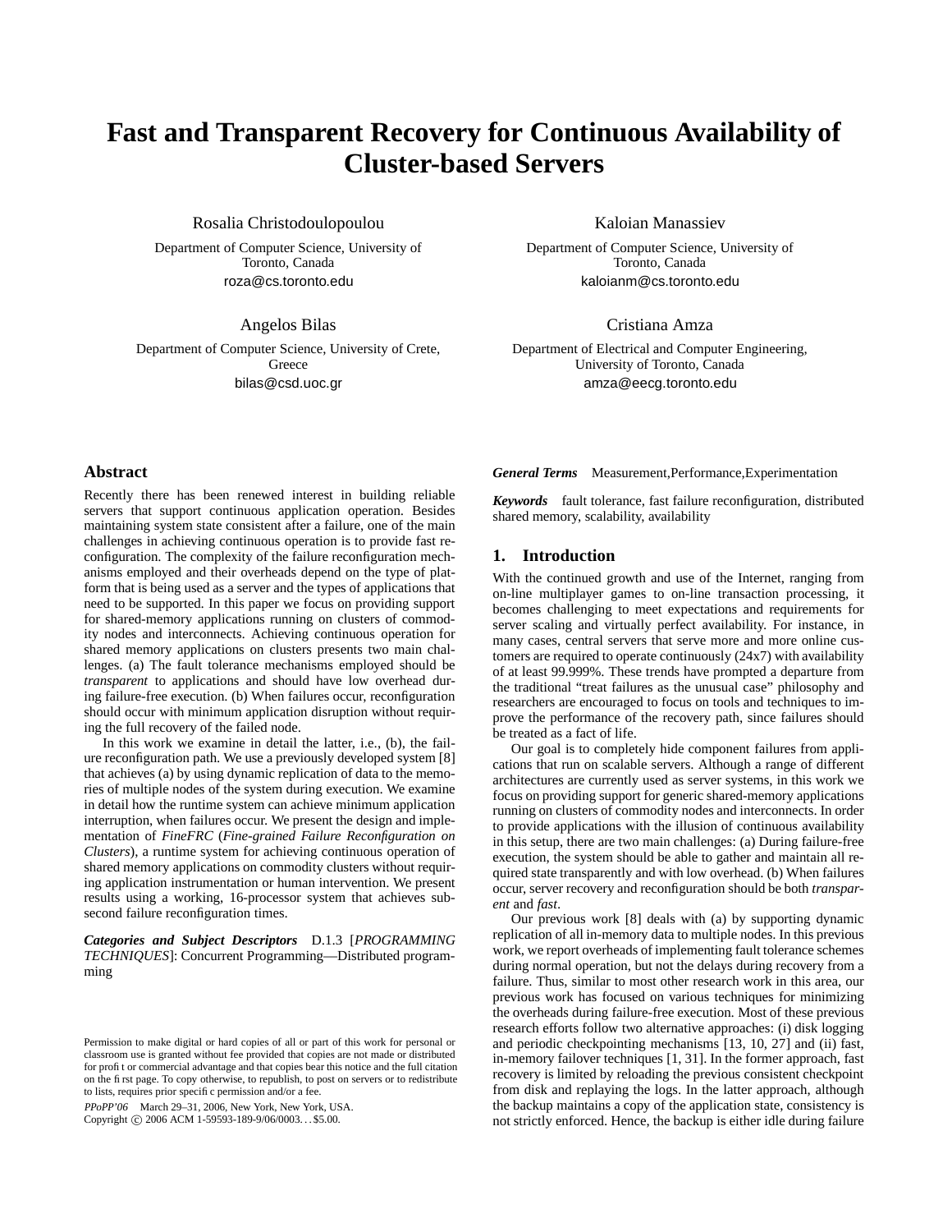# Fast and Transparent Recovery for Continuous Availability of Cluster-based Servers

Rosalia Christodoulopoulou
Department of Computer Science, University of Toronto, Canada
roza@cs.toronto.edu

Kaloian Manassiev
Department of Computer Science, University of Toronto, Canada
kaloianm@cs.toronto.edu

Angelos Bilas
Department of Computer Science, University of Crete, Greece
bilas@csd.uoc.gr

Cristiana Amza
Department of Electrical and Computer Engineering, University of Toronto, Canada
amza@eecg.toronto.edu

## Abstract

Recently there has been renewed interest in building reliable servers that support continuous application operation. Besides maintaining system state consistent after a failure, one of the main challenges in achieving continuous operation is to provide fast reconfiguration. The complexity of the failure reconfiguration mechanisms employed and their overheads depend on the type of platform that is being used as a server and the types of applications that need to be supported. In this paper we focus on providing support for shared-memory applications running on clusters of commodity nodes and interconnects. Achieving continuous operation for shared memory applications on clusters presents two main challenges. (a) The fault tolerance mechanisms employed should be *transparent* to applications and should have low overhead during failure-free execution. (b) When failures occur, reconfiguration should occur with minimum application disruption without requiring the full recovery of the failed node.

In this work we examine in detail the latter, i.e., (b), the failure reconfiguration path. We use a previously developed system [8] that achieves (a) by using dynamic replication of data to the memories of multiple nodes of the system during execution. We examine in detail how the runtime system can achieve minimum application interruption, when failures occur. We present the design and implementation of *FineFRC* (*Fine-grained Failure Reconfiguration on Clusters*), a runtime system for achieving continuous operation of shared memory applications on commodity clusters without requiring application instrumentation or human intervention. We present results using a working, 16-processor system that achieves sub-second failure reconfiguration times.

***Categories and Subject Descriptors*** D.1.3 [*PROGRAMMING TECHNIQUES*]: Concurrent Programming—Distributed programming

***General Terms*** Measurement,Performance,Experimentation

***Keywords*** fault tolerance, fast failure reconfiguration, distributed shared memory, scalability, availability

Permission to make digital or hard copies of all or part of this work for personal or classroom use is granted without fee provided that copies are not made or distributed for profit or commercial advantage and that copies bear this notice and the full citation on the first page. To copy otherwise, to republish, to post on servers or to redistribute to lists, requires prior specific permission and/or a fee.

*PPoPP'06* March 29–31, 2006, New York, New York, USA.
Copyright © 2006 ACM 1-59593-189-9/06/0003...$5.00.

## 1. Introduction

With the continued growth and use of the Internet, ranging from on-line multiplayer games to on-line transaction processing, it becomes challenging to meet expectations and requirements for server scaling and virtually perfect availability. For instance, in many cases, central servers that serve more and more online customers are required to operate continuously (24x7) with availability of at least 99.999%. These trends have prompted a departure from the traditional "treat failures as the unusual case" philosophy and researchers are encouraged to focus on tools and techniques to improve the performance of the recovery path, since failures should be treated as a fact of life.

Our goal is to completely hide component failures from applications that run on scalable servers. Although a range of different architectures are currently used as server systems, in this work we focus on providing support for generic shared-memory applications running on clusters of commodity nodes and interconnects. In order to provide applications with the illusion of continuous availability in this setup, there are two main challenges: (a) During failure-free execution, the system should be able to gather and maintain all required state transparently and with low overhead. (b) When failures occur, server recovery and reconfiguration should be both *transparent* and *fast*.

Our previous work [8] deals with (a) by supporting dynamic replication of all in-memory data to multiple nodes. In this previous work, we report overheads of implementing fault tolerance schemes during normal operation, but not the delays during recovery from a failure. Thus, similar to most other research work in this area, our previous work has focused on various techniques for minimizing the overheads during failure-free execution. Most of these previous research efforts follow two alternative approaches: (i) disk logging and periodic checkpointing mechanisms [13, 10, 27] and (ii) fast, in-memory failover techniques [1, 31]. In the former approach, fast recovery is limited by reloading the previous consistent checkpoint from disk and replaying the logs. In the latter approach, although the backup maintains a copy of the application state, consistency is not strictly enforced. Hence, the backup is either idle during failure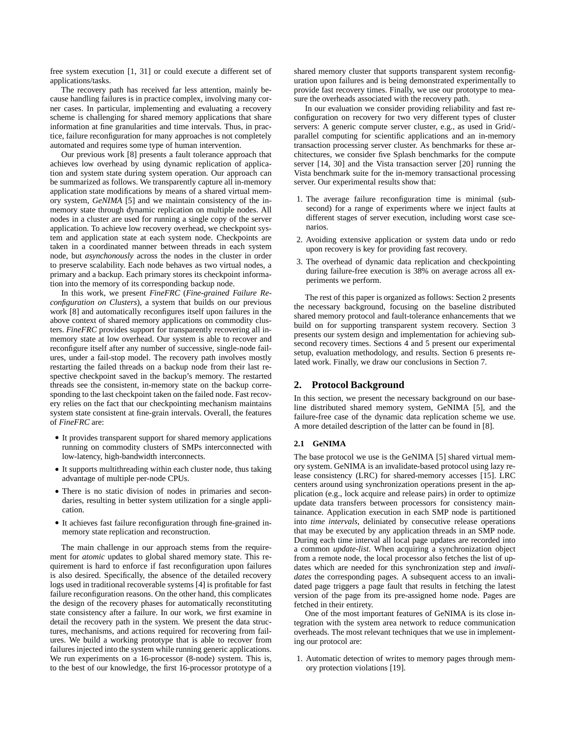free system execution [1, 31] or could execute a different set of applications/tasks.

The recovery path has received far less attention, mainly because handling failures is in practice complex, involving many corner cases. In particular, implementing and evaluating a recovery scheme is challenging for shared memory applications that share information at fine granularities and time intervals. Thus, in practice, failure reconfiguration for many approaches is not completely automated and requires some type of human intervention.

Our previous work [8] presents a fault tolerance approach that achieves low overhead by using dynamic replication of application and system state during system operation. Our approach can be summarized as follows. We transparently capture all in-memory application state modifications by means of a shared virtual memory system, *GeNIMA* [5] and we maintain consistency of the in-memory state through dynamic replication on multiple nodes. All nodes in a cluster are used for running a single copy of the server application. To achieve low recovery overhead, we checkpoint system and application state at each system node. Checkpoints are taken in a coordinated manner between threads in each system node, but *asynchonously* across the nodes in the cluster in order to preserve scalability. Each node behaves as two virtual nodes, a primary and a backup. Each primary stores its checkpoint information into the memory of its corresponding backup node.

In this work, we present *FineFRC* (*Fine-grained Failure Reconfiguration on Clusters*), a system that builds on our previous work [8] and automatically reconfigures itself upon failures in the above context of shared memory applications on commodity clusters. *FineFRC* provides support for transparently recovering all in-memory state at low overhead. Our system is able to recover and reconfigure itself after any number of successive, single-node failures, under a fail-stop model. The recovery path involves mostly restarting the failed threads on a backup node from their last respective checkpoint saved in the backup's memory. The restarted threads see the consistent, in-memory state on the backup corresponding to the last checkpoint taken on the failed node. Fast recovery relies on the fact that our checkpointing mechanism maintains system state consistent at fine-grain intervals. Overall, the features of *FineFRC* are:

- It provides transparent support for shared memory applications running on commodity clusters of SMPs interconnected with low-latency, high-bandwidth interconnects.
- It supports multithreading within each cluster node, thus taking advantage of multiple per-node CPUs.
- There is no static division of nodes in primaries and secondaries, resulting in better system utilization for a single application.
- It achieves fast failure reconfiguration through fine-grained in-memory state replication and reconstruction.

The main challenge in our approach stems from the requirement for *atomic* updates to global shared memory state. This requirement is hard to enforce if fast reconfiguration upon failures is also desired. Specifically, the absence of the detailed recovery logs used in traditional recoverable systems [4] is profitable for fast failure reconfiguration reasons. On the other hand, this complicates the design of the recovery phases for automatically reconstituting state consistency after a failure. In our work, we first examine in detail the recovery path in the system. We present the data structures, mechanisms, and actions required for recovering from failures. We build a working prototype that is able to recover from failures injected into the system while running generic applications. We run experiments on a 16-processor (8-node) system. This is, to the best of our knowledge, the first 16-processor prototype of a shared memory cluster that supports transparent system reconfiguration upon failures and is being demonstrated experimentally to provide fast recovery times. Finally, we use our prototype to measure the overheads associated with the recovery path.

In our evaluation we consider providing reliability and fast reconfiguration on recovery for two very different types of cluster servers: A generic compute server cluster, e.g., as used in Grid/-parallel computing for scientific applications and an in-memory transaction processing server cluster. As benchmarks for these architectures, we consider five Splash benchmarks for the compute server [14, 30] and the Vista transaction server [20] running the Vista benchmark suite for the in-memory transactional processing server. Our experimental results show that:

1. The average failure reconfiguration time is minimal (sub-second) for a range of experiments where we inject faults at different stages of server execution, including worst case scenarios.
2. Avoiding extensive application or system data undo or redo upon recovery is key for providing fast recovery.
3. The overhead of dynamic data replication and checkpointing during failure-free execution is 38% on average across all experiments we perform.

The rest of this paper is organized as follows: Section 2 presents the necessary background, focusing on the baseline distributed shared memory protocol and fault-tolerance enhancements that we build on for supporting transparent system recovery. Section 3 presents our system design and implementation for achieving sub-second recovery times. Sections 4 and 5 present our experimental setup, evaluation methodology, and results. Section 6 presents related work. Finally, we draw our conclusions in Section 7.

## 2. Protocol Background

In this section, we present the necessary background on our baseline distributed shared memory system, GeNIMA [5], and the failure-free case of the dynamic data replication scheme we use. A more detailed description of the latter can be found in [8].

### 2.1 GeNIMA

The base protocol we use is the GeNIMA [5] shared virtual memory system. GeNIMA is an invalidate-based protocol using lazy release consistency (LRC) for shared-memory accesses [15]. LRC centers around using synchronization operations present in the application (e.g., lock acquire and release pairs) in order to optimize update data transfers between processors for consistency maintainance. Application execution in each SMP node is partitioned into *time intervals*, deliniated by consecutive release operations that may be executed by any application threads in an SMP node. During each time interval all local page updates are recorded into a common *update-list*. When acquiring a synchronization object from a remote node, the local processor also fetches the list of updates which are needed for this synchronization step and *invalidates* the corresponding pages. A subsequent access to an invalidated page triggers a page fault that results in fetching the latest version of the page from its pre-assigned home node. Pages are fetched in their entirety.

One of the most important features of GeNIMA is its close integration with the system area network to reduce communication overheads. The most relevant techniques that we use in implementing our protocol are:

1. Automatic detection of writes to memory pages through memory protection violations [19].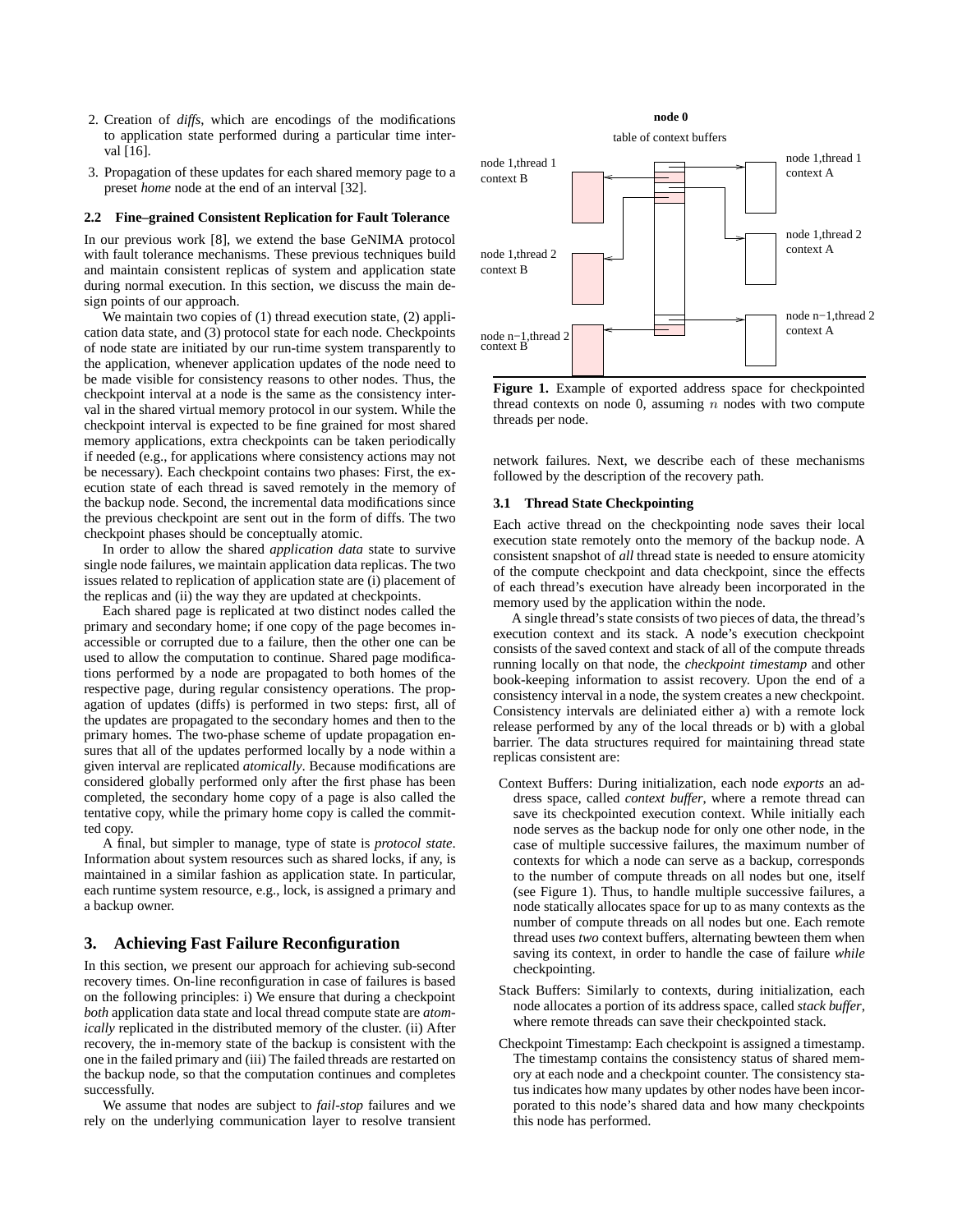2. Creation of *diffs*, which are encodings of the modifications to application state performed during a particular time interval [16].
3. Propagation of these updates for each shared memory page to a preset *home* node at the end of an interval [32].

### 2.2 Fine–grained Consistent Replication for Fault Tolerance

In our previous work [8], we extend the base GeNIMA protocol with fault tolerance mechanisms. These previous techniques build and maintain consistent replicas of system and application state during normal execution. In this section, we discuss the main design points of our approach.

We maintain two copies of (1) thread execution state, (2) application data state, and (3) protocol state for each node. Checkpoints of node state are initiated by our run-time system transparently to the application, whenever application updates of the node need to be made visible for consistency reasons to other nodes. Thus, the checkpoint interval at a node is the same as the consistency interval in the shared virtual memory protocol in our system. While the checkpoint interval is expected to be fine grained for most shared memory applications, extra checkpoints can be taken periodically if needed (e.g., for applications where consistency actions may not be necessary). Each checkpoint contains two phases: First, the execution state of each thread is saved remotely in the memory of the backup node. Second, the incremental data modifications since the previous checkpoint are sent out in the form of diffs. The two checkpoint phases should be conceptually atomic.

In order to allow the shared *application data* state to survive single node failures, we maintain application data replicas. The two issues related to replication of application state are (i) placement of the replicas and (ii) the way they are updated at checkpoints.

Each shared page is replicated at two distinct nodes called the primary and secondary home; if one copy of the page becomes inaccessible or corrupted due to a failure, then the other one can be used to allow the computation to continue. Shared page modifications performed by a node are propagated to both homes of the respective page, during regular consistency operations. The propagation of updates (diffs) is performed in two steps: first, all of the updates are propagated to the secondary homes and then to the primary homes. The two-phase scheme of update propagation ensures that all of the updates performed locally by a node within a given interval are replicated *atomically*. Because modifications are considered globally performed only after the first phase has been completed, the secondary home copy of a page is also called the tentative copy, while the primary home copy is called the committed copy.

A final, but simpler to manage, type of state is *protocol state*. Information about system resources such as shared locks, if any, is maintained in a similar fashion as application state. In particular, each runtime system resource, e.g., lock, is assigned a primary and a backup owner.

## 3. Achieving Fast Failure Reconfiguration

In this section, we present our approach for achieving sub-second recovery times. On-line reconfiguration in case of failures is based on the following principles: i) We ensure that during a checkpoint *both* application data state and local thread compute state are *atomically* replicated in the distributed memory of the cluster. (ii) After recovery, the in-memory state of the backup is consistent with the one in the failed primary and (iii) The failed threads are restarted on the backup node, so that the computation continues and completes successfully.

We assume that nodes are subject to *fail-stop* failures and we rely on the underlying communication layer to resolve transient network failures. Next, we describe each of these mechanisms followed by the description of the recovery path.

**node 0**

table of context buffers

node 1,thread 1
context B

node 1,thread 1
context A

node 1,thread 2
context A

node 1,thread 2
context B

node n−1,thread 2
context A

node n−1,thread 2
context B

**Figure 1.** Example of exported address space for checkpointed thread contexts on node 0, assuming $n$ nodes with two compute threads per node.

### 3.1 Thread State Checkpointing

Each active thread on the checkpointing node saves their local execution state remotely onto the memory of the backup node. A consistent snapshot of *all* thread state is needed to ensure atomicity of the compute checkpoint and data checkpoint, since the effects of each thread's execution have already been incorporated in the memory used by the application within the node.

A single thread's state consists of two pieces of data, the thread's execution context and its stack. A node's execution checkpoint consists of the saved context and stack of all of the compute threads running locally on that node, the *checkpoint timestamp* and other book-keeping information to assist recovery. Upon the end of a consistency interval in a node, the system creates a new checkpoint. Consistency intervals are deliniated either a) with a remote lock release performed by any of the local threads or b) with a global barrier. The data structures required for maintaining thread state replicas consistent are:

- Context Buffers: During initialization, each node *exports* an address space, called *context buffer*, where a remote thread can save its checkpointed execution context. While initially each node serves as the backup node for only one other node, in the case of multiple successive failures, the maximum number of contexts for which a node can serve as a backup, corresponds to the number of compute threads on all nodes but one, itself (see Figure 1). Thus, to handle multiple successive failures, a node statically allocates space for up to as many contexts as the number of compute threads on all nodes but one. Each remote thread uses *two* context buffers, alternating bewteen them when saving its context, in order to handle the case of failure *while* checkpointing.
- Stack Buffers: Similarly to contexts, during initialization, each node allocates a portion of its address space, called *stack buffer*, where remote threads can save their checkpointed stack.
- Checkpoint Timestamp: Each checkpoint is assigned a timestamp. The timestamp contains the consistency status of shared memory at each node and a checkpoint counter. The consistency status indicates how many updates by other nodes have been incorporated to this node's shared data and how many checkpoints this node has performed.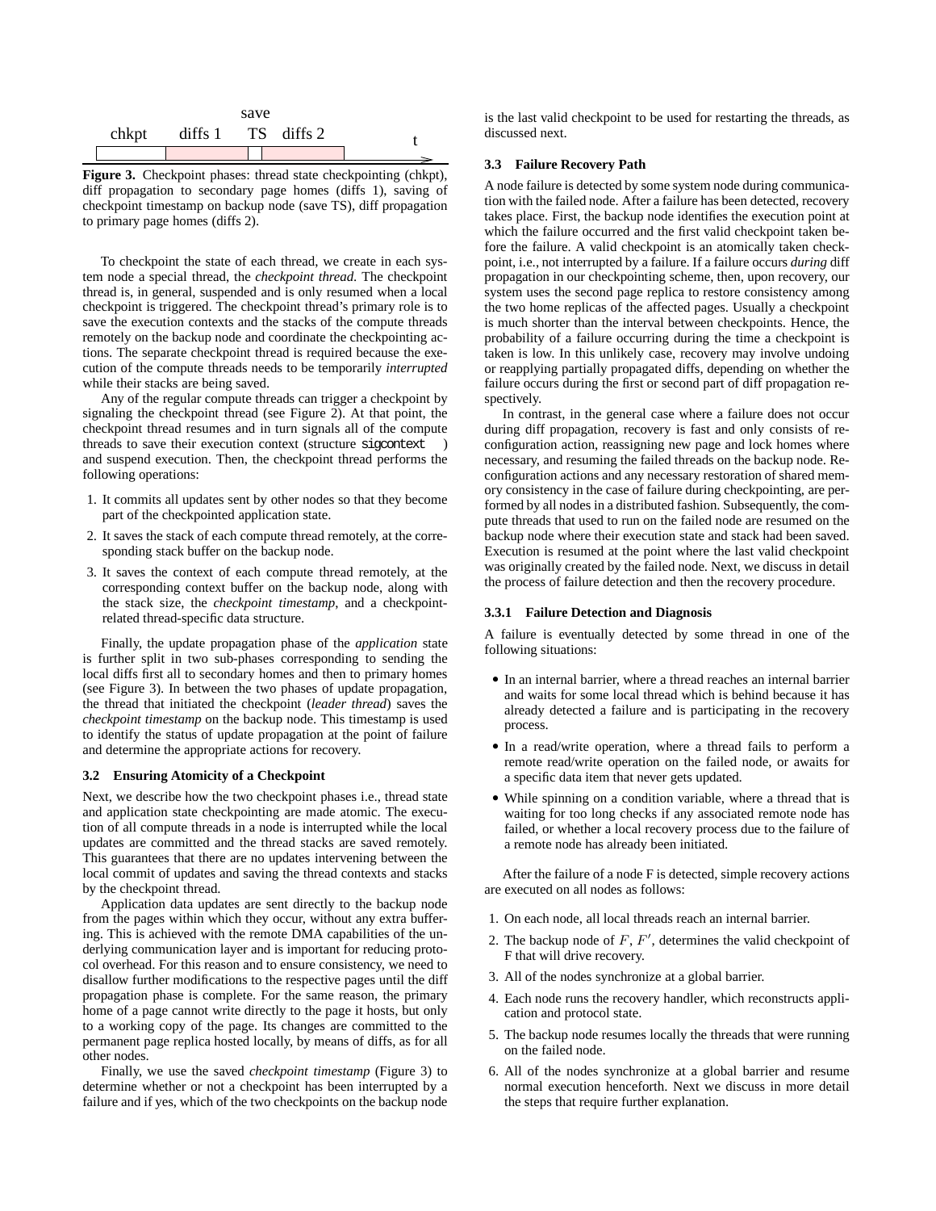Figure 3. Checkpoint phases: thread state checkpointing (chkpt), diff propagation to secondary page homes (diffs 1), saving of checkpoint timestamp on backup node (save TS), diff propagation to primary page homes (diffs 2).

To checkpoint the state of each thread, we create in each system node a special thread, the *checkpoint thread*. The checkpoint thread is, in general, suspended and is only resumed when a local checkpoint is triggered. The checkpoint thread's primary role is to save the execution contexts and the stacks of the compute threads remotely on the backup node and coordinate the checkpointing actions. The separate checkpoint thread is required because the execution of the compute threads needs to be temporarily *interrupted* while their stacks are being saved.

Any of the regular compute threads can trigger a checkpoint by signaling the checkpoint thread (see Figure 2). At that point, the checkpoint thread resumes and in turn signals all of the compute threads to save their execution context (structure `sigcontext`) and suspend execution. Then, the checkpoint thread performs the following operations:

1. It commits all updates sent by other nodes so that they become part of the checkpointed application state.
2. It saves the stack of each compute thread remotely, at the corresponding stack buffer on the backup node.
3. It saves the context of each compute thread remotely, at the corresponding context buffer on the backup node, along with the stack size, the *checkpoint timestamp*, and a checkpoint-related thread-specific data structure.

Finally, the update propagation phase of the *application* state is further split in two sub-phases corresponding to sending the local diffs first all to secondary homes and then to primary homes (see Figure 3). In between the two phases of update propagation, the thread that initiated the checkpoint (*leader thread*) saves the *checkpoint timestamp* on the backup node. This timestamp is used to identify the status of update propagation at the point of failure and determine the appropriate actions for recovery.

### 3.2 Ensuring Atomicity of a Checkpoint

Next, we describe how the two checkpoint phases i.e., thread state and application state checkpointing are made atomic. The execution of all compute threads in a node is interrupted while the local updates are committed and the thread stacks are saved remotely. This guarantees that there are no updates intervening between the local commit of updates and saving the thread contexts and stacks by the checkpoint thread.

Application data updates are sent directly to the backup node from the pages within which they occur, without any extra buffering. This is achieved with the remote DMA capabilities of the underlying communication layer and is important for reducing protocol overhead. For this reason and to ensure consistency, we need to disallow further modifications to the respective pages until the diff propagation phase is complete. For the same reason, the primary home of a page cannot write directly to the page it hosts, but only to a working copy of the page. Its changes are committed to the permanent page replica hosted locally, by means of diffs, as for all other nodes.

Finally, we use the saved *checkpoint timestamp* (Figure 3) to determine whether or not a checkpoint has been interrupted by a failure and if yes, which of the two checkpoints on the backup node is the last valid checkpoint to be used for restarting the threads, as discussed next.

### 3.3 Failure Recovery Path

A node failure is detected by some system node during communication with the failed node. After a failure has been detected, recovery takes place. First, the backup node identifies the execution point at which the failure occurred and the first valid checkpoint taken before the failure. A valid checkpoint is an atomically taken checkpoint, i.e., not interrupted by a failure. If a failure occurs *during* diff propagation in our checkpointing scheme, then, upon recovery, our system uses the second page replica to restore consistency among the two home replicas of the affected pages. Usually a checkpoint is much shorter than the interval between checkpoints. Hence, the probability of a failure occurring during the time a checkpoint is taken is low. In this unlikely case, recovery may involve undoing or reapplying partially propagated diffs, depending on whether the failure occurs during the first or second part of diff propagation respectively.

In contrast, in the general case where a failure does not occur during diff propagation, recovery is fast and only consists of reconfiguration action, reassigning new page and lock homes where necessary, and resuming the failed threads on the backup node. Reconfiguration actions and any necessary restoration of shared memory consistency in the case of failure during checkpointing, are performed by all nodes in a distributed fashion. Subsequently, the compute threads that used to run on the failed node are resumed on the backup node where their execution state and stack had been saved. Execution is resumed at the point where the last valid checkpoint was originally created by the failed node. Next, we discuss in detail the process of failure detection and then the recovery procedure.

#### 3.3.1 Failure Detection and Diagnosis

A failure is eventually detected by some thread in one of the following situations:

- In an internal barrier, where a thread reaches an internal barrier and waits for some local thread which is behind because it has already detected a failure and is participating in the recovery process.
- In a read/write operation, where a thread fails to perform a remote read/write operation on the failed node, or awaits for a specific data item that never gets updated.
- While spinning on a condition variable, where a thread that is waiting for too long checks if any associated remote node has failed, or whether a local recovery process due to the failure of a remote node has already been initiated.

After the failure of a node F is detected, simple recovery actions are executed on all nodes as follows:

1. On each node, all local threads reach an internal barrier.
2. The backup node of $F$, $F'$, determines the valid checkpoint of F that will drive recovery.
3. All of the nodes synchronize at a global barrier.
4. Each node runs the recovery handler, which reconstructs application and protocol state.
5. The backup node resumes locally the threads that were running on the failed node.
6. All of the nodes synchronize at a global barrier and resume normal execution henceforth. Next we discuss in more detail the steps that require further explanation.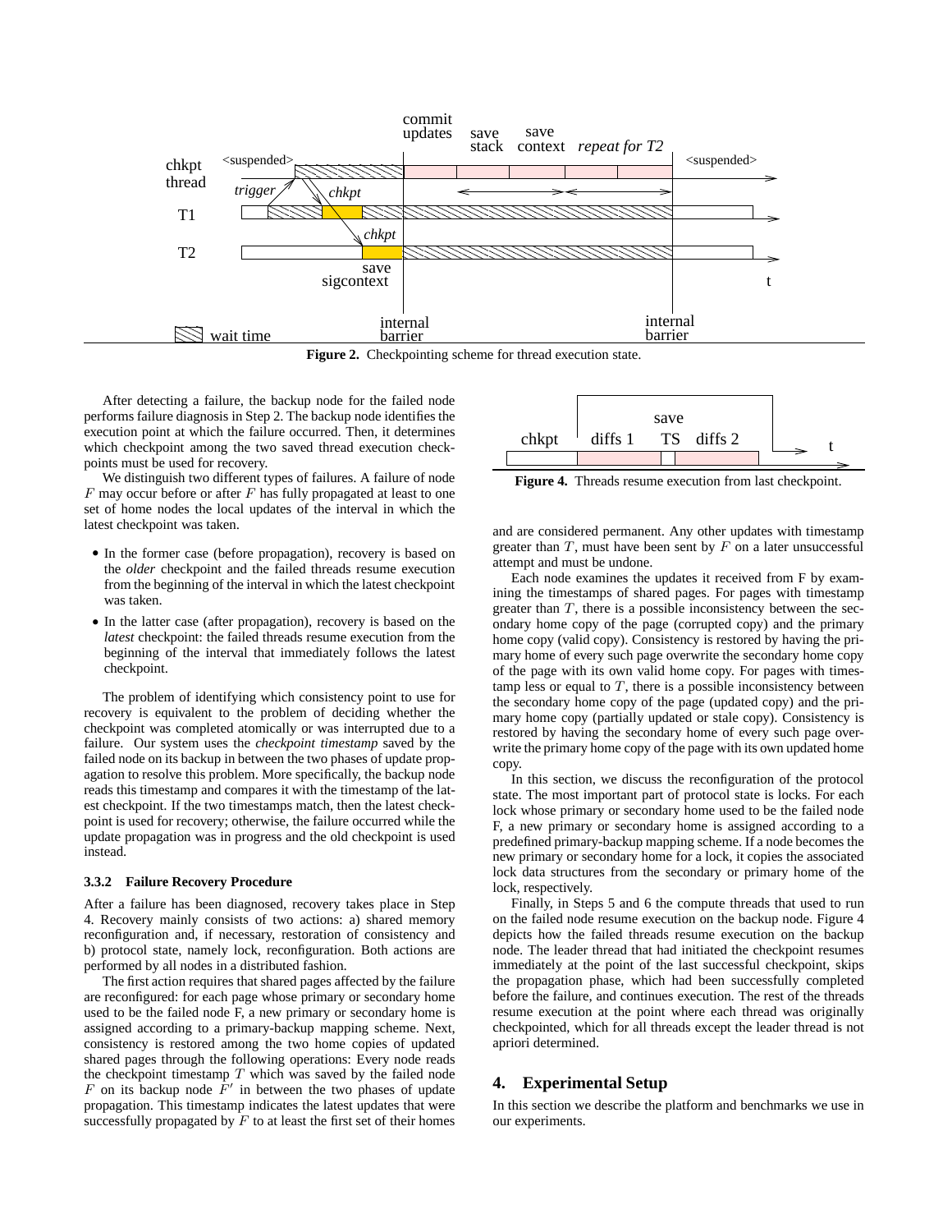commit updates
save stack
save context
repeat for T2
chkpt thread
<suspended>
<suspended>
trigger
chkpt
T1
chkpt
T2
save sigcontext
t
internal barrier
internal barrier
wait time

**Figure 2.** Checkpointing scheme for thread execution state.

After detecting a failure, the backup node for the failed node performs failure diagnosis in Step 2. The backup node identifies the execution point at which the failure occurred. Then, it determines which checkpoint among the two saved thread execution checkpoints must be used for recovery.

We distinguish two different types of failures. A failure of node $F$ may occur before or after $F$ has fully propagated at least to one set of home nodes the local updates of the interval in which the latest checkpoint was taken.

- In the former case (before propagation), recovery is based on the *older* checkpoint and the failed threads resume execution from the beginning of the interval in which the latest checkpoint was taken.
- In the latter case (after propagation), recovery is based on the *latest* checkpoint: the failed threads resume execution from the beginning of the interval that immediately follows the latest checkpoint.

The problem of identifying which consistency point to use for recovery is equivalent to the problem of deciding whether the checkpoint was completed atomically or was interrupted due to a failure. Our system uses the *checkpoint timestamp* saved by the failed node on its backup in between the two phases of update propagation to resolve this problem. More specifically, the backup node reads this timestamp and compares it with the timestamp of the latest checkpoint. If the two timestamps match, then the latest checkpoint is used for recovery; otherwise, the failure occurred while the update propagation was in progress and the old checkpoint is used instead.

#### 3.3.2 Failure Recovery Procedure

After a failure has been diagnosed, recovery takes place in Step 4. Recovery mainly consists of two actions: a) shared memory reconfiguration and, if necessary, restoration of consistency and b) protocol state, namely lock, reconfiguration. Both actions are performed by all nodes in a distributed fashion.

The first action requires that shared pages affected by the failure are reconfigured: for each page whose primary or secondary home used to be the failed node F, a new primary or secondary home is assigned according to a primary-backup mapping scheme. Next, consistency is restored among the two home copies of updated shared pages through the following operations: Every node reads the checkpoint timestamp $T$ which was saved by the failed node $F$ on its backup node $F'$ in between the two phases of update propagation. This timestamp indicates the latest updates that were successfully propagated by $F$ to at least the first set of their homes and are considered permanent. Any other updates with timestamp greater than $T$, must have been sent by $F$ on a later unsuccessful attempt and must be undone.

save
chkpt
diffs 1
TS
diffs 2
t

**Figure 4.** Threads resume execution from last checkpoint.

Each node examines the updates it received from F by examining the timestamps of shared pages. For pages with timestamp greater than $T$, there is a possible inconsistency between the secondary home copy of the page (corrupted copy) and the primary home copy (valid copy). Consistency is restored by having the primary home of every such page overwrite the secondary home copy of the page with its own valid home copy. For pages with timestamp less or equal to $T$, there is a possible inconsistency between the secondary home copy of the page (updated copy) and the primary home copy (partially updated or stale copy). Consistency is restored by having the secondary home of every such page overwrite the primary home copy of the page with its own updated home copy.

In this section, we discuss the reconfiguration of the protocol state. The most important part of protocol state is locks. For each lock whose primary or secondary home used to be the failed node F, a new primary or secondary home is assigned according to a predefined primary-backup mapping scheme. If a node becomes the new primary or secondary home for a lock, it copies the associated lock data structures from the secondary or primary home of the lock, respectively.

Finally, in Steps 5 and 6 the compute threads that used to run on the failed node resume execution on the backup node. Figure 4 depicts how the failed threads resume execution on the backup node. The leader thread that had initiated the checkpoint resumes immediately at the point of the last successful checkpoint, skips the propagation phase, which had been successfully completed before the failure, and continues execution. The rest of the threads resume execution at the point where each thread was originally checkpointed, which for all threads except the leader thread is not apriori determined.

## 4. Experimental Setup

In this section we describe the platform and benchmarks we use in our experiments.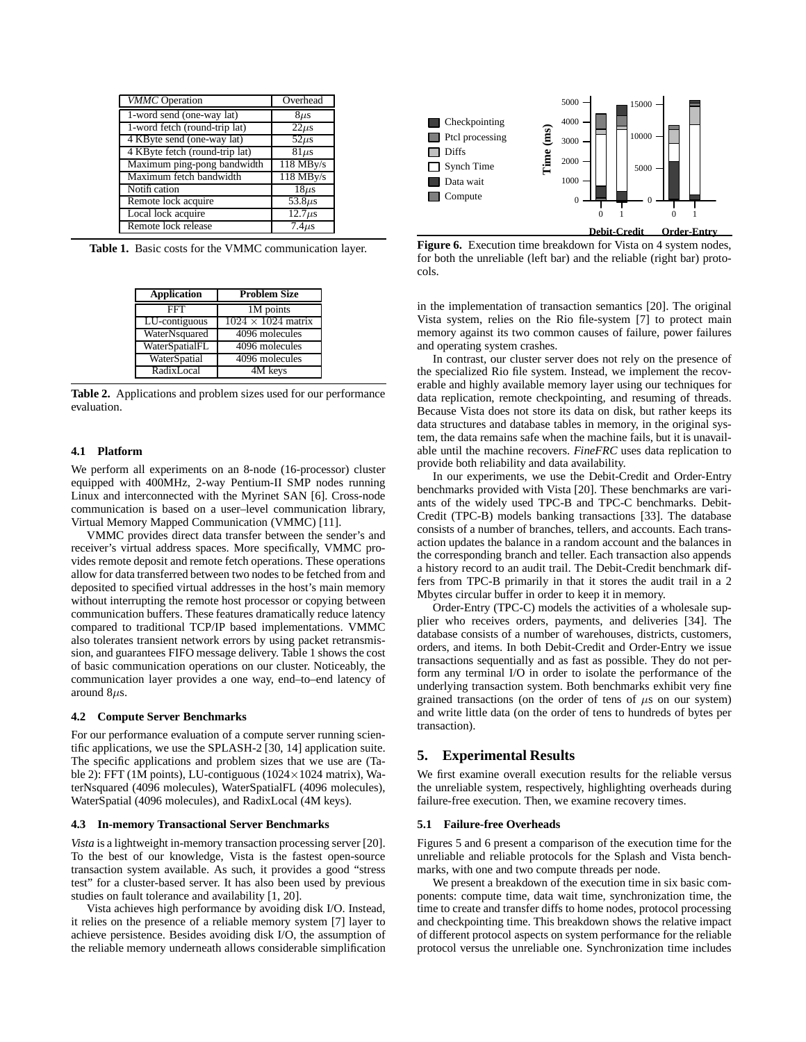| VMMC Operation | Overhead |
|---|---|
| 1-word send (one-way lat) | 8$\mu$s |
| 1-word fetch (round-trip lat) | 22$\mu$s |
| 4 KByte send (one-way lat) | 52$\mu$s |
| 4 KByte fetch (round-trip lat) | 81$\mu$s |
| Maximum ping-pong bandwidth | 118 MBy/s |
| Maximum fetch bandwidth | 118 MBy/s |
| Notification | 18$\mu$s |
| Remote lock acquire | 53.8$\mu$s |
| Local lock acquire | 12.7$\mu$s |
| Remote lock release | 7.4$\mu$s |

**Table 1.** Basic costs for the VMMC communication layer.

| Application | Problem Size |
|---|---|
| FFT | 1M points |
| LU-contiguous | 1024 $\times$ 1024 matrix |
| WaterNsquared | 4096 molecules |
| WaterSpatialFL | 4096 molecules |
| WaterSpatial | 4096 molecules |
| RadixLocal | 4M keys |

**Table 2.** Applications and problem sizes used for our performance evaluation.

### 4.1 Platform

We perform all experiments on an 8-node (16-processor) cluster equipped with 400MHz, 2-way Pentium-II SMP nodes running Linux and interconnected with the Myrinet SAN [6]. Cross-node communication is based on a user–level communication library, Virtual Memory Mapped Communication (VMMC) [11].

VMMC provides direct data transfer between the sender's and receiver's virtual address spaces. More specifically, VMMC provides remote deposit and remote fetch operations. These operations allow for data transferred between two nodes to be fetched from and deposited to specified virtual addresses in the host's main memory without interrupting the remote host processor or copying between communication buffers. These features dramatically reduce latency compared to traditional TCP/IP based implementations. VMMC also tolerates transient network errors by using packet retransmission, and guarantees FIFO message delivery. Table 1 shows the cost of basic communication operations on our cluster. Noticeably, the communication layer provides a one way, end–to–end latency of around 8$\mu$s.

### 4.2 Compute Server Benchmarks

For our performance evaluation of a compute server running scientific applications, we use the SPLASH-2 [30, 14] application suite. The specific applications and problem sizes that we use are (Table 2): FFT (1M points), LU-contiguous (1024$\times$1024 matrix), WaterNsquared (4096 molecules), WaterSpatialFL (4096 molecules), WaterSpatial (4096 molecules), and RadixLocal (4M keys).

### 4.3 In-memory Transactional Server Benchmarks

*Vista* is a lightweight in-memory transaction processing server [20]. To the best of our knowledge, Vista is the fastest open-source transaction system available. As such, it provides a good "stress test" for a cluster-based server. It has also been used by previous studies on fault tolerance and availability [1, 20].

Vista achieves high performance by avoiding disk I/O. Instead, it relies on the presence of a reliable memory system [7] layer to achieve persistence. Besides avoiding disk I/O, the assumption of the reliable memory underneath allows considerable simplification in the implementation of transaction semantics [20]. The original Vista system, relies on the Rio file-system [7] to protect main memory against its two common causes of failure, power failures and operating system crashes.

In contrast, our cluster server does not rely on the presence of the specialized Rio file system. Instead, we implement the recoverable and highly available memory layer using our techniques for data replication, remote checkpointing, and resuming of threads. Because Vista does not store its data on disk, but rather keeps its data structures and database tables in memory, in the original system, the data remains safe when the machine fails, but it is unavailable until the machine recovers. *FineFRC* uses data replication to provide both reliability and data availability.

In our experiments, we use the Debit-Credit and Order-Entry benchmarks provided with Vista [20]. These benchmarks are variants of the widely used TPC-B and TPC-C benchmarks. Debit-Credit (TPC-B) models banking transactions [33]. The database consists of a number of branches, tellers, and accounts. Each transaction updates the balance in a random account and the balances in the corresponding branch and teller. Each transaction also appends a history record to an audit trail. The Debit-Credit benchmark differs from TPC-B primarily in that it stores the audit trail in a 2 Mbytes circular buffer in order to keep it in memory.

Order-Entry (TPC-C) models the activities of a wholesale supplier who receives orders, payments, and deliveries [34]. The database consists of a number of warehouses, districts, customers, orders, and items. In both Debit-Credit and Order-Entry we issue transactions sequentially and as fast as possible. They do not perform any terminal I/O in order to isolate the performance of the underlying transaction system. Both benchmarks exhibit very fine grained transactions (on the order of tens of $\mu$s on our system) and write little data (on the order of tens to hundreds of bytes per transaction).

**Figure 6.** Execution time breakdown for Vista on 4 system nodes, for both the unreliable (left bar) and the reliable (right bar) protocols.

## 5. Experimental Results

We first examine overall execution results for the reliable versus the unreliable system, respectively, highlighting overheads during failure-free execution. Then, we examine recovery times.

### 5.1 Failure-free Overheads

Figures 5 and 6 present a comparison of the execution time for the unreliable and reliable protocols for the Splash and Vista benchmarks, with one and two compute threads per node.

We present a breakdown of the execution time in six basic components: compute time, data wait time, synchronization time, the time to create and transfer diffs to home nodes, protocol processing and checkpointing time. This breakdown shows the relative impact of different protocol aspects on system performance for the reliable protocol versus the unreliable one. Synchronization time includes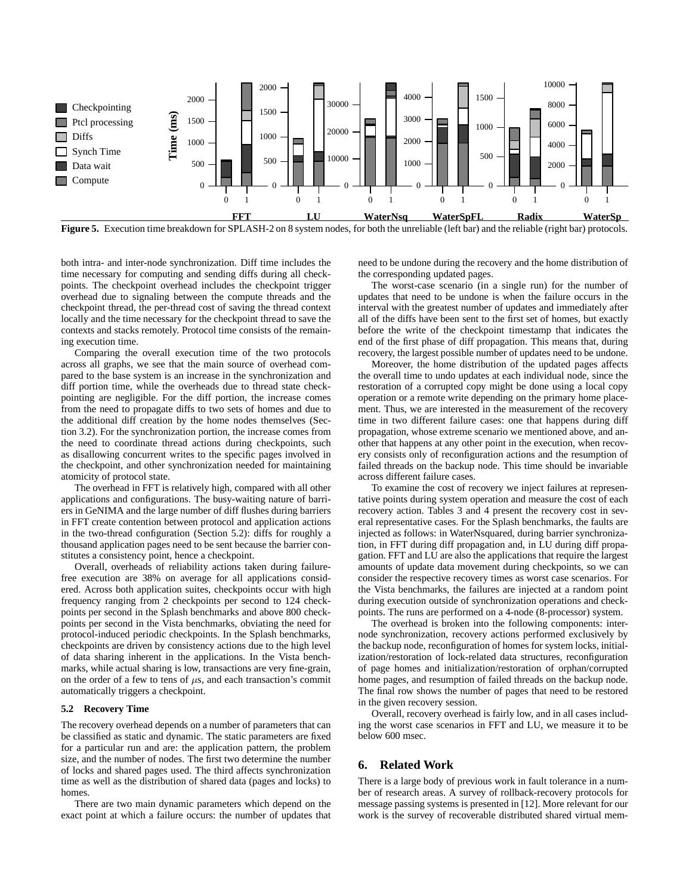**Figure 5.** Execution time breakdown for SPLASH-2 on 8 system nodes, for both the unreliable (left bar) and the reliable (right bar) protocols.

both intra- and inter-node synchronization. Diff time includes the time necessary for computing and sending diffs during all checkpoints. The checkpoint overhead includes the checkpoint trigger overhead due to signaling between the compute threads and the checkpoint thread, the per-thread cost of saving the thread context locally and the time necessary for the checkpoint thread to save the contexts and stacks remotely. Protocol time consists of the remaining execution time.

Comparing the overall execution time of the two protocols across all graphs, we see that the main source of overhead compared to the base system is an increase in the synchronization and diff portion time, while the overheads due to thread state checkpointing are negligible. For the diff portion, the increase comes from the need to propagate diffs to two sets of homes and due to the additional diff creation by the home nodes themselves (Section 3.2). For the synchronization portion, the increase comes from the need to coordinate thread actions during checkpoints, such as disallowing concurrent writes to the specific pages involved in the checkpoint, and other synchronization needed for maintaining atomicity of protocol state.

The overhead in FFT is relatively high, compared with all other applications and configurations. The busy-waiting nature of barriers in GeNIMA and the large number of diff flushes during barriers in FFT create contention between protocol and application actions in the two-thread configuration (Section 5.2): diffs for roughly a thousand application pages need to be sent because the barrier constitutes a consistency point, hence a checkpoint.

Overall, overheads of reliability actions taken during failure-free execution are 38% on average for all applications considered. Across both application suites, checkpoints occur with high frequency ranging from 2 checkpoints per second to 124 checkpoints per second in the Splash benchmarks and above 800 checkpoints per second in the Vista benchmarks, obviating the need for protocol-induced periodic checkpoints. In the Splash benchmarks, checkpoints are driven by consistency actions due to the high level of data sharing inherent in the applications. In the Vista benchmarks, while actual sharing is low, transactions are very fine-grain, on the order of a few to tens of $\mu$s, and each transaction's commit automatically triggers a checkpoint.

### 5.2 Recovery Time

The recovery overhead depends on a number of parameters that can be classified as static and dynamic. The static parameters are fixed for a particular run and are: the application pattern, the problem size, and the number of nodes. The first two determine the number of locks and shared pages used. The third affects synchronization time as well as the distribution of shared data (pages and locks) to homes.

There are two main dynamic parameters which depend on the exact point at which a failure occurs: the number of updates that need to be undone during the recovery and the home distribution of the corresponding updated pages.

The worst-case scenario (in a single run) for the number of updates that need to be undone is when the failure occurs in the interval with the greatest number of updates and immediately after all of the diffs have been sent to the first set of homes, but exactly before the write of the checkpoint timestamp that indicates the end of the first phase of diff propagation. This means that, during recovery, the largest possible number of updates need to be undone.

Moreover, the home distribution of the updated pages affects the overall time to undo updates at each individual node, since the restoration of a corrupted copy might be done using a local copy operation or a remote write depending on the primary home placement. Thus, we are interested in the measurement of the recovery time in two different failure cases: one that happens during diff propagation, whose extreme scenario we mentioned above, and another that happens at any other point in the execution, when recovery consists only of reconfiguration actions and the resumption of failed threads on the backup node. This time should be invariable across different failure cases.

To examine the cost of recovery we inject failures at representative points during system operation and measure the cost of each recovery action. Tables 3 and 4 present the recovery cost in several representative cases. For the Splash benchmarks, the faults are injected as follows: in WaterNsquared, during barrier synchronization, in FFT during diff propagation and, in LU during diff propagation. FFT and LU are also the applications that require the largest amounts of update data movement during checkpoints, so we can consider the respective recovery times as worst case scenarios. For the Vista benchmarks, the failures are injected at a random point during execution outside of synchronization operations and checkpoints. The runs are performed on a 4-node (8-processor) system.

The overhead is broken into the following components: inter-node synchronization, recovery actions performed exclusively by the backup node, reconfiguration of homes for system locks, initialization/restoration of lock-related data structures, reconfiguration of page homes and initialization/restoration of orphan/corrupted home pages, and resumption of failed threads on the backup node. The final row shows the number of pages that need to be restored in the given recovery session.

Overall, recovery overhead is fairly low, and in all cases including the worst case scenarios in FFT and LU, we measure it to be below 600 msec.

## 6. Related Work

There is a large body of previous work in fault tolerance in a number of research areas. A survey of rollback-recovery protocols for message passing systems is presented in [12]. More relevant for our work is the survey of recoverable distributed shared virtual mem-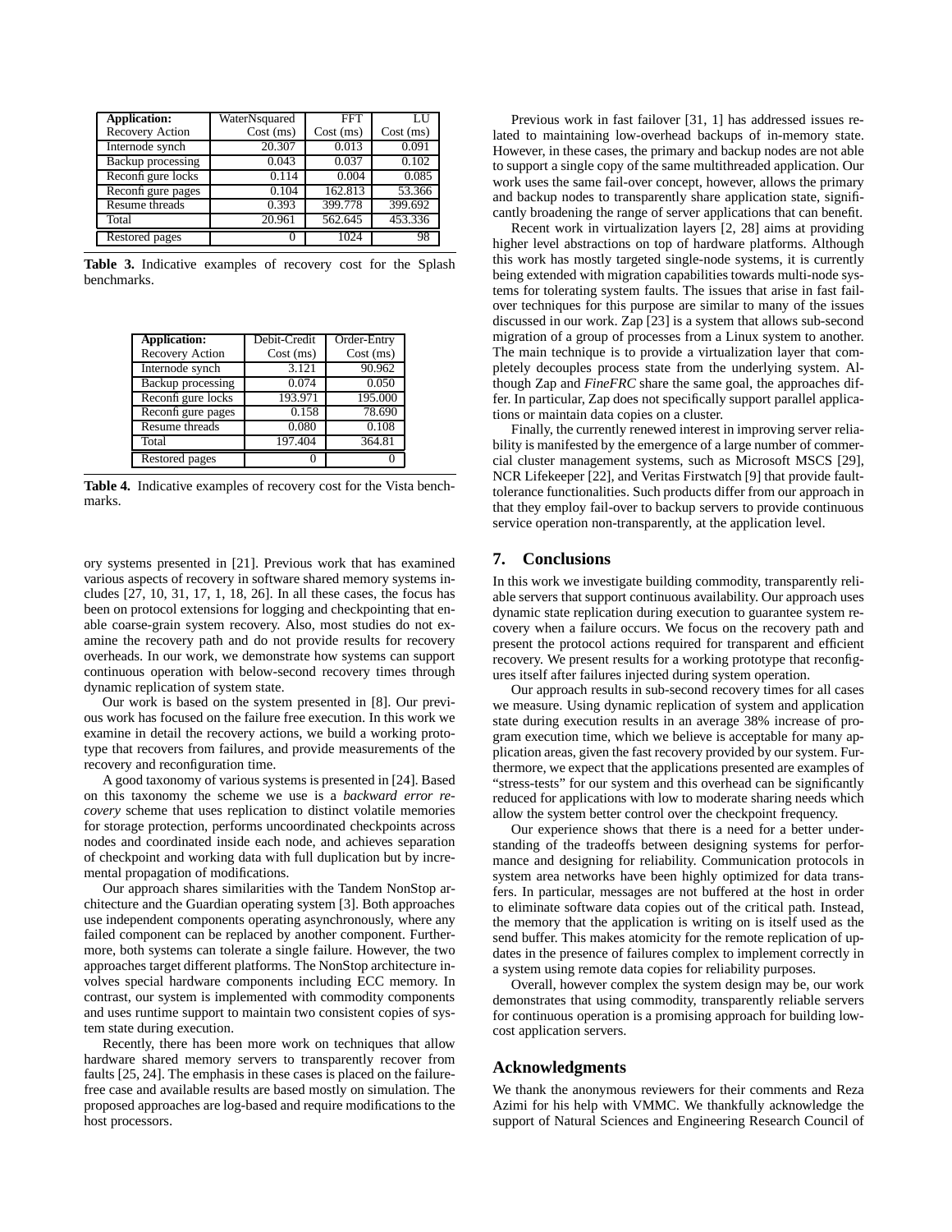| Application: Recovery Action | WaterNsquared Cost (ms) | FFT Cost (ms) | LU Cost (ms) |
|---|---|---|---|
| Internode synch | 20.307 | 0.013 | 0.091 |
| Backup processing | 0.043 | 0.037 | 0.102 |
| Reconfigure locks | 0.114 | 0.004 | 0.085 |
| Reconfigure pages | 0.104 | 162.813 | 53.366 |
| Resume threads | 0.393 | 399.778 | 399.692 |
| Total | 20.961 | 562.645 | 453.336 |
| Restored pages | 0 | 1024 | 98 |

**Table 3.** Indicative examples of recovery cost for the Splash benchmarks.

| Application: Recovery Action | Debit-Credit Cost (ms) | Order-Entry Cost (ms) |
|---|---|---|
| Internode synch | 3.121 | 90.962 |
| Backup processing | 0.074 | 0.050 |
| Reconfigure locks | 193.971 | 195.000 |
| Reconfigure pages | 0.158 | 78.690 |
| Resume threads | 0.080 | 0.108 |
| Total | 197.404 | 364.81 |
| Restored pages | 0 | 0 |

**Table 4.** Indicative examples of recovery cost for the Vista benchmarks.

ory systems presented in [21]. Previous work that has examined various aspects of recovery in software shared memory systems includes [27, 10, 31, 17, 1, 18, 26]. In all these cases, the focus has been on protocol extensions for logging and checkpointing that enable coarse-grain system recovery. Also, most studies do not examine the recovery path and do not provide results for recovery overheads. In our work, we demonstrate how systems can support continuous operation with below-second recovery times through dynamic replication of system state.

Our work is based on the system presented in [8]. Our previous work has focused on the failure free execution. In this work we examine in detail the recovery actions, we build a working prototype that recovers from failures, and provide measurements of the recovery and reconfiguration time.

A good taxonomy of various systems is presented in [24]. Based on this taxonomy the scheme we use is a *backward error recovery* scheme that uses replication to distinct volatile memories for storage protection, performs uncoordinated checkpoints across nodes and coordinated inside each node, and achieves separation of checkpoint and working data with full duplication but by incremental propagation of modifications.

Our approach shares similarities with the Tandem NonStop architecture and the Guardian operating system [3]. Both approaches use independent components operating asynchronously, where any failed component can be replaced by another component. Furthermore, both systems can tolerate a single failure. However, the two approaches target different platforms. The NonStop architecture involves special hardware components including ECC memory. In contrast, our system is implemented with commodity components and uses runtime support to maintain two consistent copies of system state during execution.

Recently, there has been more work on techniques that allow hardware shared memory servers to transparently recover from faults [25, 24]. The emphasis in these cases is placed on the failure-free case and available results are based mostly on simulation. The proposed approaches are log-based and require modifications to the host processors.

Previous work in fast failover [31, 1] has addressed issues related to maintaining low-overhead backups of in-memory state. However, in these cases, the primary and backup nodes are not able to support a single copy of the same multithreaded application. Our work uses the same fail-over concept, however, allows the primary and backup nodes to transparently share application state, significantly broadening the range of server applications that can benefit.

Recent work in virtualization layers [2, 28] aims at providing higher level abstractions on top of hardware platforms. Although this work has mostly targeted single-node systems, it is currently being extended with migration capabilities towards multi-node systems for tolerating system faults. The issues that arise in fast failover techniques for this purpose are similar to many of the issues discussed in our work. Zap [23] is a system that allows sub-second migration of a group of processes from a Linux system to another. The main technique is to provide a virtualization layer that completely decouples process state from the underlying system. Although Zap and *FineFRC* share the same goal, the approaches differ. In particular, Zap does not specifically support parallel applications or maintain data copies on a cluster.

Finally, the currently renewed interest in improving server reliability is manifested by the emergence of a large number of commercial cluster management systems, such as Microsoft MSCS [29], NCR Lifekeeper [22], and Veritas Firstwatch [9] that provide fault-tolerance functionalities. Such products differ from our approach in that they employ fail-over to backup servers to provide continuous service operation non-transparently, at the application level.

## 7. Conclusions

In this work we investigate building commodity, transparently reliable servers that support continuous availability. Our approach uses dynamic state replication during execution to guarantee system recovery when a failure occurs. We focus on the recovery path and present the protocol actions required for transparent and efficient recovery. We present results for a working prototype that reconfigures itself after failures injected during system operation.

Our approach results in sub-second recovery times for all cases we measure. Using dynamic replication of system and application state during execution results in an average 38% increase of program execution time, which we believe is acceptable for many application areas, given the fast recovery provided by our system. Furthermore, we expect that the applications presented are examples of "stress-tests" for our system and this overhead can be significantly reduced for applications with low to moderate sharing needs which allow the system better control over the checkpoint frequency.

Our experience shows that there is a need for a better understanding of the tradeoffs between designing systems for performance and designing for reliability. Communication protocols in system area networks have been highly optimized for data transfers. In particular, messages are not buffered at the host in order to eliminate software data copies out of the critical path. Instead, the memory that the application is writing on is itself used as the send buffer. This makes atomicity for the remote replication of updates in the presence of failures complex to implement correctly in a system using remote data copies for reliability purposes.

Overall, however complex the system design may be, our work demonstrates that using commodity, transparently reliable servers for continuous operation is a promising approach for building low-cost application servers.

## Acknowledgments

We thank the anonymous reviewers for their comments and Reza Azimi for his help with VMMC. We thankfully acknowledge the support of Natural Sciences and Engineering Research Council of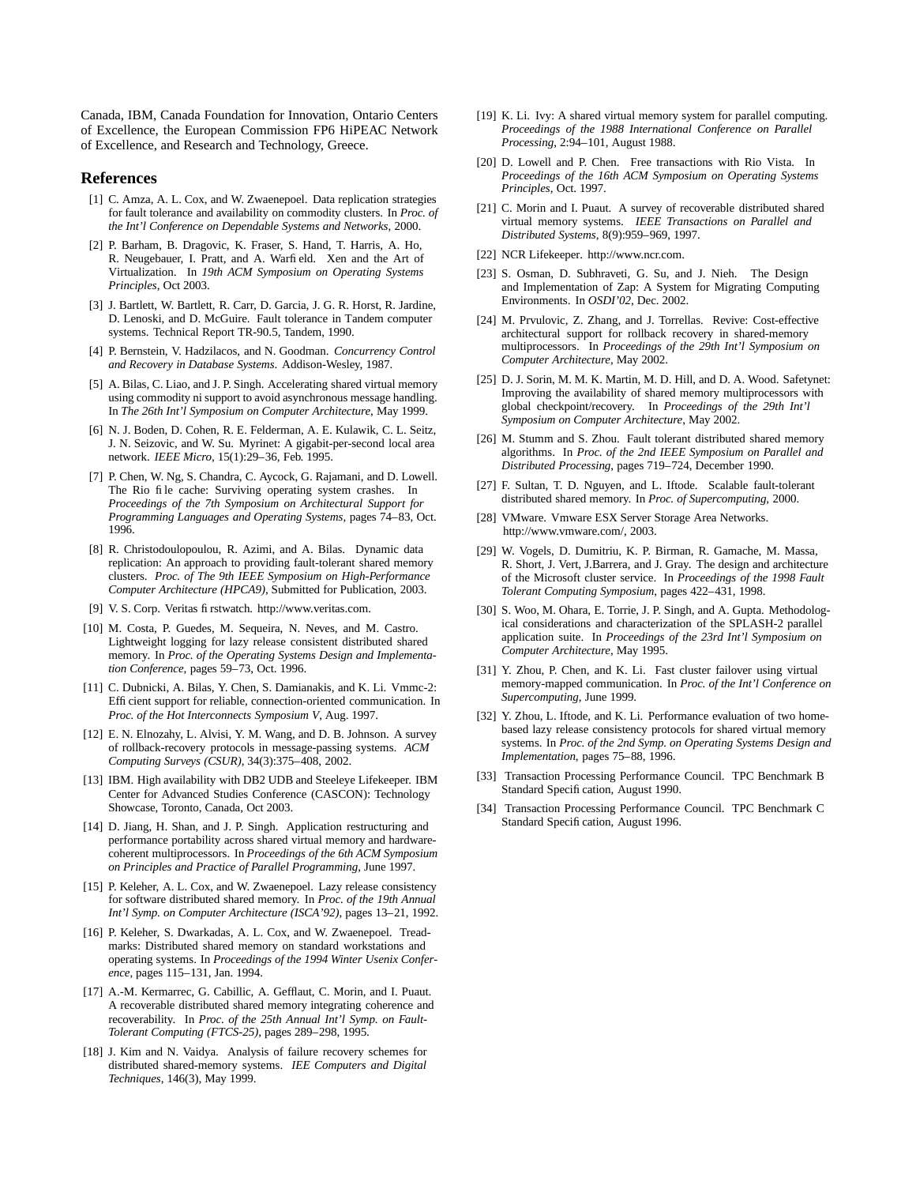Canada, IBM, Canada Foundation for Innovation, Ontario Centers of Excellence, the European Commission FP6 HiPEAC Network of Excellence, and Research and Technology, Greece.

## References

[1] C. Amza, A. L. Cox, and W. Zwaenepoel. Data replication strategies for fault tolerance and availability on commodity clusters. In *Proc. of the Int'l Conference on Dependable Systems and Networks*, 2000.

[2] P. Barham, B. Dragovic, K. Fraser, S. Hand, T. Harris, A. Ho, R. Neugebauer, I. Pratt, and A. Warfield. Xen and the Art of Virtualization. In *19th ACM Symposium on Operating Systems Principles*, Oct 2003.

[3] J. Bartlett, W. Bartlett, R. Carr, D. Garcia, J. G. R. Horst, R. Jardine, D. Lenoski, and D. McGuire. Fault tolerance in Tandem computer systems. Technical Report TR-90.5, Tandem, 1990.

[4] P. Bernstein, V. Hadzilacos, and N. Goodman. *Concurrency Control and Recovery in Database Systems*. Addison-Wesley, 1987.

[5] A. Bilas, C. Liao, and J. P. Singh. Accelerating shared virtual memory using commodity ni support to avoid asynchronous message handling. In *The 26th Int'l Symposium on Computer Architecture*, May 1999.

[6] N. J. Boden, D. Cohen, R. E. Felderman, A. E. Kulawik, C. L. Seitz, J. N. Seizovic, and W. Su. Myrinet: A gigabit-per-second local area network. *IEEE Micro*, 15(1):29–36, Feb. 1995.

[7] P. Chen, W. Ng, S. Chandra, C. Aycock, G. Rajamani, and D. Lowell. The Rio file cache: Surviving operating system crashes. In *Proceedings of the 7th Symposium on Architectural Support for Programming Languages and Operating Systems*, pages 74–83, Oct. 1996.

[8] R. Christodoulopoulou, R. Azimi, and A. Bilas. Dynamic data replication: An approach to providing fault-tolerant shared memory clusters. *Proc. of The 9th IEEE Symposium on High-Performance Computer Architecture (HPCA9)*, Submitted for Publication, 2003.

[9] V. S. Corp. Veritas firstwatch. http://www.veritas.com.

[10] M. Costa, P. Guedes, M. Sequeira, N. Neves, and M. Castro. Lightweight logging for lazy release consistent distributed shared memory. In *Proc. of the Operating Systems Design and Implementation Conference*, pages 59–73, Oct. 1996.

[11] C. Dubnicki, A. Bilas, Y. Chen, S. Damianakis, and K. Li. Vmmc-2: Efficient support for reliable, connection-oriented communication. In *Proc. of the Hot Interconnects Symposium V*, Aug. 1997.

[12] E. N. Elnozahy, L. Alvisi, Y. M. Wang, and D. B. Johnson. A survey of rollback-recovery protocols in message-passing systems. *ACM Computing Surveys (CSUR)*, 34(3):375–408, 2002.

[13] IBM. High availability with DB2 UDB and Steeleye Lifekeeper. IBM Center for Advanced Studies Conference (CASCON): Technology Showcase, Toronto, Canada, Oct 2003.

[14] D. Jiang, H. Shan, and J. P. Singh. Application restructuring and performance portability across shared virtual memory and hardware-coherent multiprocessors. In *Proceedings of the 6th ACM Symposium on Principles and Practice of Parallel Programming*, June 1997.

[15] P. Keleher, A. L. Cox, and W. Zwaenepoel. Lazy release consistency for software distributed shared memory. In *Proc. of the 19th Annual Int'l Symp. on Computer Architecture (ISCA'92)*, pages 13–21, 1992.

[16] P. Keleher, S. Dwarkadas, A. L. Cox, and W. Zwaenepoel. Treadmarks: Distributed shared memory on standard workstations and operating systems. In *Proceedings of the 1994 Winter Usenix Conference*, pages 115–131, Jan. 1994.

[17] A.-M. Kermarrec, G. Cabillic, A. Gefflaut, C. Morin, and I. Puaut. A recoverable distributed shared memory integrating coherence and recoverability. In *Proc. of the 25th Annual Int'l Symp. on Fault-Tolerant Computing (FTCS-25)*, pages 289–298, 1995.

[18] J. Kim and N. Vaidya. Analysis of failure recovery schemes for distributed shared-memory systems. *IEE Computers and Digital Techniques*, 146(3), May 1999.

[19] K. Li. Ivy: A shared virtual memory system for parallel computing. *Proceedings of the 1988 International Conference on Parallel Processing*, 2:94–101, August 1988.

[20] D. Lowell and P. Chen. Free transactions with Rio Vista. In *Proceedings of the 16th ACM Symposium on Operating Systems Principles*, Oct. 1997.

[21] C. Morin and I. Puaut. A survey of recoverable distributed shared virtual memory systems. *IEEE Transactions on Parallel and Distributed Systems*, 8(9):959–969, 1997.

[22] NCR Lifekeeper. http://www.ncr.com.

[23] S. Osman, D. Subhraveti, G. Su, and J. Nieh. The Design and Implementation of Zap: A System for Migrating Computing Environments. In *OSDI'02*, Dec. 2002.

[24] M. Prvulovic, Z. Zhang, and J. Torrellas. Revive: Cost-effective architectural support for rollback recovery in shared-memory multiprocessors. In *Proceedings of the 29th Int'l Symposium on Computer Architecture*, May 2002.

[25] D. J. Sorin, M. M. K. Martin, M. D. Hill, and D. A. Wood. Safetynet: Improving the availability of shared memory multiprocessors with global checkpoint/recovery. In *Proceedings of the 29th Int'l Symposium on Computer Architecture*, May 2002.

[26] M. Stumm and S. Zhou. Fault tolerant distributed shared memory algorithms. In *Proc. of the 2nd IEEE Symposium on Parallel and Distributed Processing*, pages 719–724, December 1990.

[27] F. Sultan, T. D. Nguyen, and L. Iftode. Scalable fault-tolerant distributed shared memory. In *Proc. of Supercomputing*, 2000.

[28] VMware. Vmware ESX Server Storage Area Networks. http://www.vmware.com/, 2003.

[29] W. Vogels, D. Dumitriu, K. P. Birman, R. Gamache, M. Massa, R. Short, J. Vert, J.Barrera, and J. Gray. The design and architecture of the Microsoft cluster service. In *Proceedings of the 1998 Fault Tolerant Computing Symposium*, pages 422–431, 1998.

[30] S. Woo, M. Ohara, E. Torrie, J. P. Singh, and A. Gupta. Methodological considerations and characterization of the SPLASH-2 parallel application suite. In *Proceedings of the 23rd Int'l Symposium on Computer Architecture*, May 1995.

[31] Y. Zhou, P. Chen, and K. Li. Fast cluster failover using virtual memory-mapped communication. In *Proc. of the Int'l Conference on Supercomputing*, June 1999.

[32] Y. Zhou, L. Iftode, and K. Li. Performance evaluation of two home-based lazy release consistency protocols for shared virtual memory systems. In *Proc. of the 2nd Symp. on Operating Systems Design and Implementation*, pages 75–88, 1996.

[33] Transaction Processing Performance Council. TPC Benchmark B Standard Specification, August 1990.

[34] Transaction Processing Performance Council. TPC Benchmark C Standard Specification, August 1996.